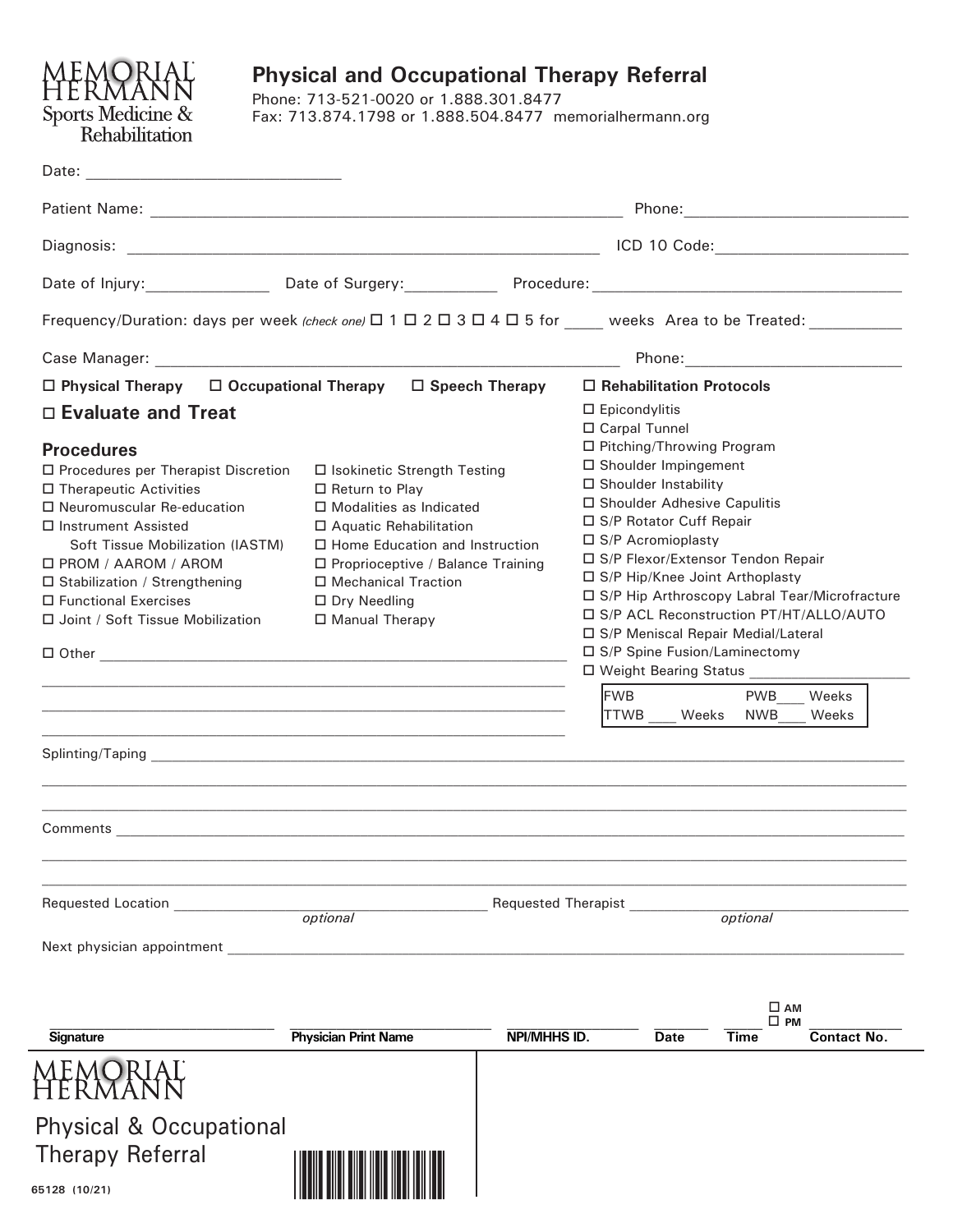MEMORIAL HERMANN
Sports Medicine & Rehabilitation

# Physical and Occupational Therapy Referral

Phone: 713-521-0020 or 1.888.301.8477
Fax: 713.874.1798 or 1.888.504.8477 memorialhermann.org

Date: ______________________________

Patient Name: ________________________________________________ Phone: ________________________

Diagnosis: ________________________________________________ ICD 10 Code: ________________________

Date of Injury: ______________ Date of Surgery: ___________ Procedure: ________________________________________

Frequency/Duration: days per week *(check one)* ☐ 1 ☐ 2 ☐ 3 ☐ 4 ☐ 5 for _____ weeks Area to be Treated: ___________

Case Manager: ________________________________________________ Phone: ________________________

☐ **Physical Therapy** ☐ **Occupational Therapy** ☐ **Speech Therapy**

☐ **Evaluate and Treat**

## Procedures

- ☐ Procedures per Therapist Discretion
- ☐ Therapeutic Activities
- ☐ Neuromuscular Re-education
- ☐ Instrument Assisted Soft Tissue Mobilization (IASTM)
- ☐ PROM / AAROM / AROM
- ☐ Stabilization / Strengthening
- ☐ Functional Exercises
- ☐ Joint / Soft Tissue Mobilization
- ☐ Isokinetic Strength Testing
- ☐ Return to Play
- ☐ Modalities as Indicated
- ☐ Aquatic Rehabilitation
- ☐ Home Education and Instruction
- ☐ Proprioceptive / Balance Training
- ☐ Mechanical Traction
- ☐ Dry Needling
- ☐ Manual Therapy

☐ Other ____________________________________________________________
____________________________________________________________
____________________________________________________________
____________________________________________________________

☐ **Rehabilitation Protocols**

- ☐ Epicondylitis
- ☐ Carpal Tunnel
- ☐ Pitching/Throwing Program
- ☐ Shoulder Impingement
- ☐ Shoulder Instability
- ☐ Shoulder Adhesive Capulitis
- ☐ S/P Rotator Cuff Repair
- ☐ S/P Acromioplasty
- ☐ S/P Flexor/Extensor Tendon Repair
- ☐ S/P Hip/Knee Joint Arthoplasty
- ☐ S/P Hip Arthroscopy Labral Tear/Microfracture
- ☐ S/P ACL Reconstruction PT/HT/ALLO/AUTO
- ☐ S/P Meniscal Repair Medial/Lateral
- ☐ S/P Spine Fusion/Laminectomy
- ☐ Weight Bearing Status ____________________

| | |
|---|---|
| FWB | PWB ___ Weeks |
| TTWB ___ Weeks | NWB ___ Weeks |

Splinting/Taping ____________________________________________________________
____________________________________________________________
____________________________________________________________

Comments ____________________________________________________________
____________________________________________________________
____________________________________________________________

Requested Location ______________________________ *optional* Requested Therapist ______________________________ *optional*

Next physician appointment ____________________________________________________________

| **Signature** | **Physician Print Name** | **NPI/MHHS ID.** | **Date** | **Time** ☐ AM ☐ PM | **Contact No.** |
|---|---|---|---|---|---|
| | | | | | |

MEMORIAL HERMANN

Physical & Occupational Therapy Referral

65128 (10/21)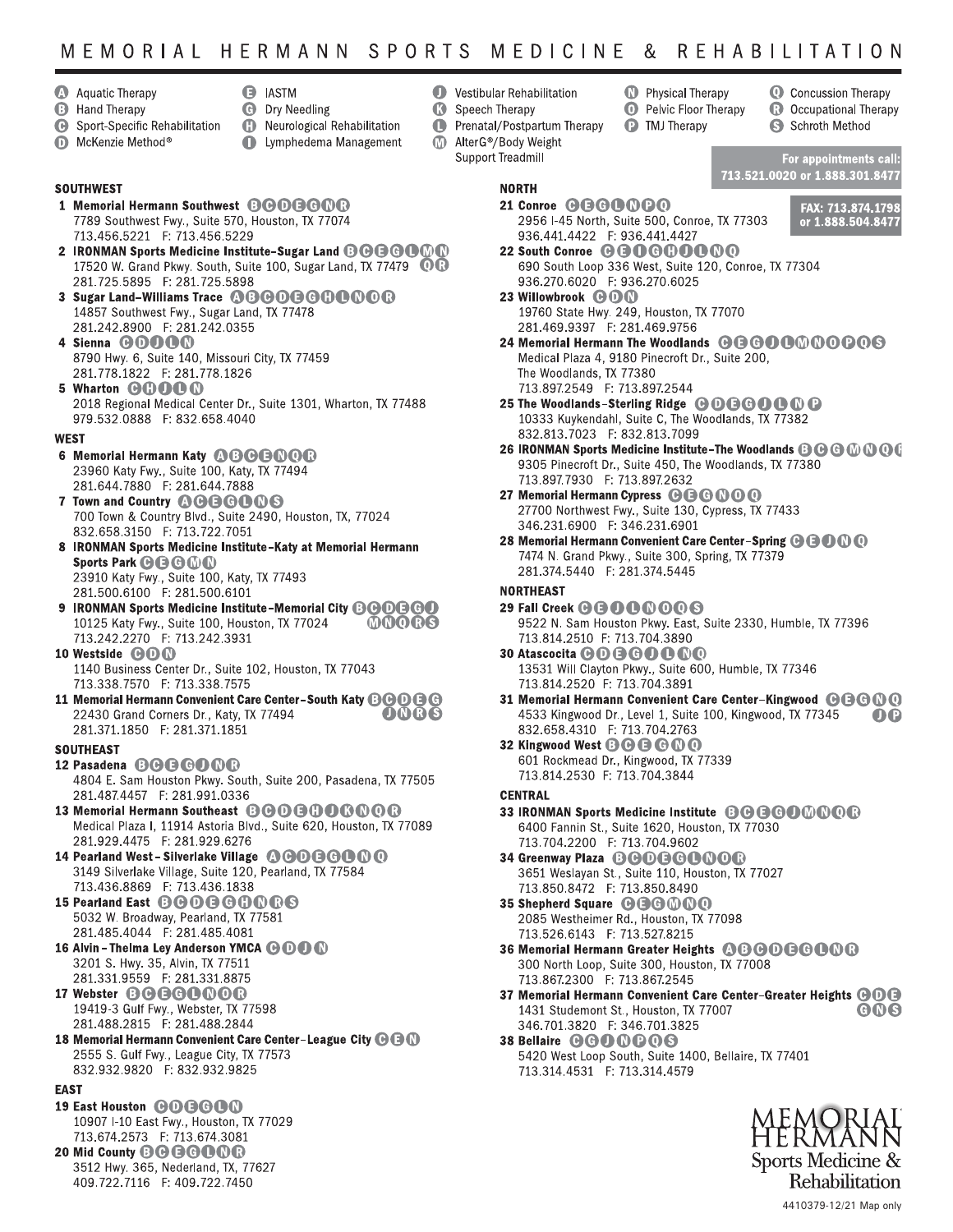# MEMORIAL HERMANN SPORTS MEDICINE & REHABILITATION

- A Aquatic Therapy
- B Hand Therapy
- C Sport-Specific Rehabilitation
- D McKenzie Method®
- E IASTM
- G Dry Needling
- H Neurological Rehabilitation
- I Lymphedema Management
- J Vestibular Rehabilitation
- K Speech Therapy
- L Prenatal/Postpartum Therapy
- M AlterG®/Body Weight Support Treadmill
- N Physical Therapy
- O Pelvic Floor Therapy
- P TMJ Therapy
- Q Concussion Therapy
- R Occupational Therapy
- S Schroth Method

**For appointments call: 713.521.0020 or 1.888.301.8477**

**FAX: 713.874.1798 or 1.888.504.8477**

## SOUTHWEST

**1 Memorial Hermann Southwest** B C D E G N R
7789 Southwest Fwy., Suite 570, Houston, TX 77074
713.456.5221 F: 713.456.5229

**2 IRONMAN Sports Medicine Institute–Sugar Land** B C E G L M N Q R
17520 W. Grand Pkwy. South, Suite 100, Sugar Land, TX 77479
281.725.5895 F: 281.725.5898

**3 Sugar Land–Williams Trace** A B C D E G H L N O R
14857 Southwest Fwy., Sugar Land, TX 77478
281.242.8900 F: 281.242.0355

**4 Sienna** C D J L N
8790 Hwy. 6, Suite 140, Missouri City, TX 77459
281.778.1822 F: 281.778.1826

**5 Wharton** C H J L N
2018 Regional Medical Center Dr., Suite 1301, Wharton, TX 77488
979.532.0888 F: 832.658.4040

## WEST

**6 Memorial Hermann Katy** A B C E N Q R
23960 Katy Fwy., Suite 100, Katy, TX 77494
281.644.7880 F: 281.644.7888

**7 Town and Country** A C E G L N S
700 Town & Country Blvd., Suite 2490, Houston, TX, 77024
832.658.3150 F: 713.722.7051

**8 IRONMAN Sports Medicine Institute–Katy at Memorial Hermann Sports Park** C E G M N
23910 Katy Fwy., Suite 100, Katy, TX 77493
281.500.6100 F: 281.500.6101

**9 IRONMAN Sports Medicine Institute–Memorial City** B C D E G J M N Q R S
10125 Katy Fwy., Suite 100, Houston, TX 77024
713.242.2270 F: 713.242.3931

**10 Westside** C D N
1140 Business Center Dr., Suite 102, Houston, TX 77043
713.338.7570 F: 713.338.7575

**11 Memorial Hermann Convenient Care Center–South Katy** B C D E G J N R S
22430 Grand Corners Dr., Katy, TX 77494
281.371.1850 F: 281.371.1851

## SOUTHEAST

**12 Pasadena** B C E G J N R
4804 E. Sam Houston Pkwy. South, Suite 200, Pasadena, TX 77505
281.487.4457 F: 281.991.0336

**13 Memorial Hermann Southeast** B C D E H J K N Q R
Medical Plaza I, 11914 Astoria Blvd., Suite 620, Houston, TX 77089
281.929.4475 F: 281.929.6276

**14 Pearland West–Silverlake Village** A C D E G L N Q
3149 Silverlake Village, Suite 120, Pearland, TX 77584
713.436.8869 F: 713.436.1838

**15 Pearland East** B C D E G H N R S
5032 W. Broadway, Pearland, TX 77581
281.485.4044 F: 281.485.4081

**16 Alvin–Thelma Ley Anderson YMCA** C D J N
3201 S. Hwy. 35, Alvin, TX 77511
281.331.9559 F: 281.331.8875

**17 Webster** B C E G L N O R
19419-3 Gulf Fwy., Webster, TX 77598
281.488.2815 F: 281.488.2844

**18 Memorial Hermann Convenient Care Center–League City** C E N
2555 S. Gulf Fwy., League City, TX 77573
832.932.9820 F: 832.932.9825

## EAST

**19 East Houston** C D E G L N
10907 I-10 East Fwy., Houston, TX 77029
713.674.2573 F: 713.674.3081

**20 Mid County** B C E G L N R
3512 Hwy. 365, Nederland, TX, 77627
409.722.7116 F: 409.722.7450

## NORTH

**21 Conroe** C E G L N P Q
2956 I-45 North, Suite 500, Conroe, TX 77303
936.441.4422 F: 936.441.4427

**22 South Conroe** C E I G H J L N Q
690 South Loop 336 West, Suite 120, Conroe, TX 77304
936.270.6020 F: 936.270.6025

**23 Willowbrook** C D N
19760 State Hwy. 249, Houston, TX 77070
281.469.9397 F: 281.469.9756

**24 Memorial Hermann The Woodlands** C E G J L M N O P Q S
Medical Plaza 4, 9180 Pinecroft Dr., Suite 200, The Woodlands, TX 77380
713.897.2549 F: 713.897.2544

**25 The Woodlands–Sterling Ridge** C D E G J L N P
10333 Kuykendahl, Suite C, The Woodlands, TX 77382
832.813.7023 F: 832.813.7099

**26 IRONMAN Sports Medicine Institute–The Woodlands** B C G M N Q R
9305 Pinecroft Dr., Suite 450, The Woodlands, TX 77380
713.897.7930 F: 713.897.2632

**27 Memorial Hermann Cypress** C E G N O Q
27700 Northwest Fwy., Suite 130, Cypress, TX 77433
346.231.6900 F: 346.231.6901

**28 Memorial Hermann Convenient Care Center–Spring** C E J N Q
7474 N. Grand Pkwy., Suite 300, Spring, TX 77379
281.374.5440 F: 281.374.5445

## NORTHEAST

**29 Fall Creek** C E J L N O Q S
9522 N. Sam Houston Pkwy. East, Suite 2330, Humble, TX 77396
713.814.2510 F: 713.704.3890

**30 Atascocita** C D E G J L N Q
13531 Will Clayton Pkwy., Suite 600, Humble, TX 77346
713.814.2520 F: 713.704.3891

**31 Memorial Hermann Convenient Care Center–Kingwood** C E G N Q J P
4533 Kingwood Dr., Level 1, Suite 100, Kingwood, TX 77345
832.658.4310 F: 713.704.2763

**32 Kingwood West** B C E G N Q
601 Rockmead Dr., Kingwood, TX 77339
713.814.2530 F: 713.704.3844

## CENTRAL

**33 IRONMAN Sports Medicine Institute** B C E G J M N Q R
6400 Fannin St., Suite 1620, Houston, TX 77030
713.704.2200 F: 713.704.9602

**34 Greenway Plaza** B C D E G L N O R
3651 Weslayan St., Suite 110, Houston, TX 77027
713.850.8472 F: 713.850.8490

**35 Shepherd Square** C E G M N Q
2085 Westheimer Rd., Houston, TX 77098
713.526.6143 F: 713.527.8215

**36 Memorial Hermann Greater Heights** A B C D E G L N R
300 North Loop, Suite 300, Houston, TX 77008
713.867.2300 F: 713.867.2545

**37 Memorial Hermann Convenient Care Center–Greater Heights** C D E G N S
1431 Studemont St., Houston, TX 77007
346.701.3820 F: 346.701.3825

**38 Bellaire** C G J N P Q S
5420 West Loop South, Suite 1400, Bellaire, TX 77401
713.314.4531 F: 713.314.4579

MEMORIAL HERMANN Sports Medicine & Rehabilitation

4410379-12/21 Map only